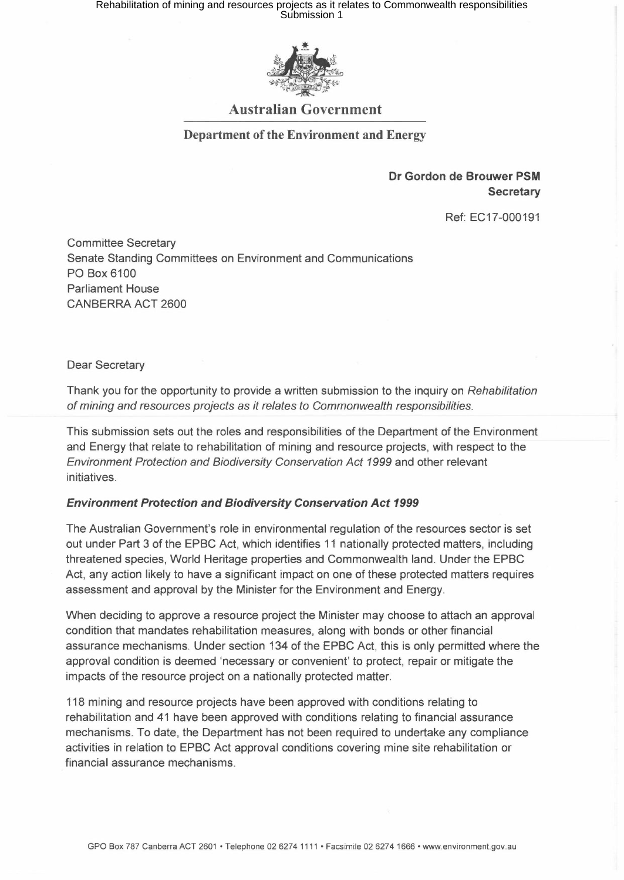**Australian Government**

**Department of the Environment and Energy**

**Dr Gordon de Brouwer PSM**
**Secretary**

Ref: EC17-000191

Committee Secretary
Senate Standing Committees on Environment and Communications
PO Box 6100
Parliament House
CANBERRA ACT 2600

Dear Secretary

Thank you for the opportunity to provide a written submission to the inquiry on *Rehabilitation of mining and resources projects as it relates to Commonwealth responsibilities*.

This submission sets out the roles and responsibilities of the Department of the Environment and Energy that relate to rehabilitation of mining and resource projects, with respect to the *Environment Protection and Biodiversity Conservation Act 1999* and other relevant initiatives.

***Environment Protection and Biodiversity Conservation Act 1999***

The Australian Government's role in environmental regulation of the resources sector is set out under Part 3 of the EPBC Act, which identifies 11 nationally protected matters, including threatened species, World Heritage properties and Commonwealth land. Under the EPBC Act, any action likely to have a significant impact on one of these protected matters requires assessment and approval by the Minister for the Environment and Energy.

When deciding to approve a resource project the Minister may choose to attach an approval condition that mandates rehabilitation measures, along with bonds or other financial assurance mechanisms. Under section 134 of the EPBC Act, this is only permitted where the approval condition is deemed 'necessary or convenient' to protect, repair or mitigate the impacts of the resource project on a nationally protected matter.

118 mining and resource projects have been approved with conditions relating to rehabilitation and 41 have been approved with conditions relating to financial assurance mechanisms. To date, the Department has not been required to undertake any compliance activities in relation to EPBC Act approval conditions covering mine site rehabilitation or financial assurance mechanisms.

GPO Box 787 Canberra ACT 2601 • Telephone 02 6274 1111 • Facsimile 02 6274 1666 • www.environment.gov.au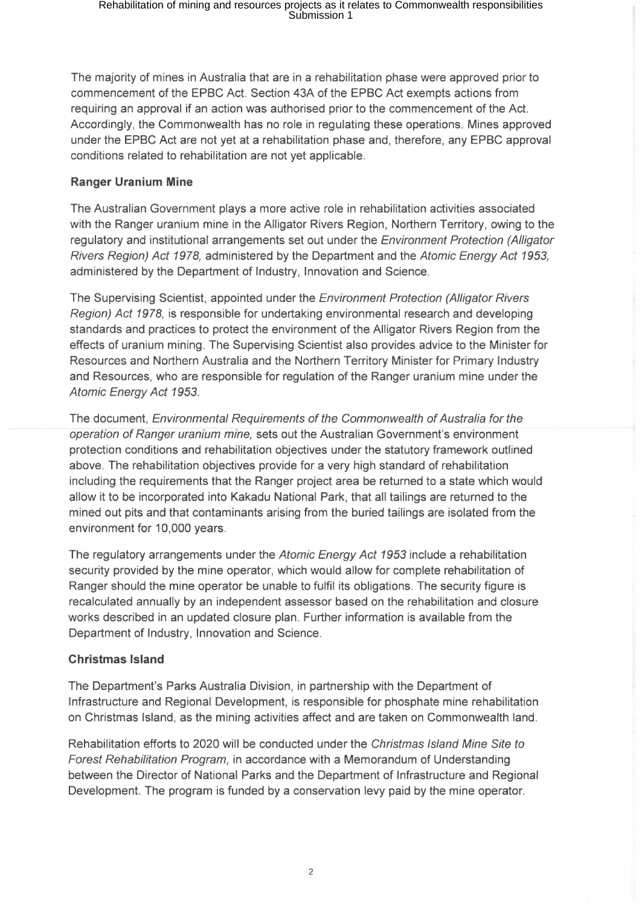The majority of mines in Australia that are in a rehabilitation phase were approved prior to commencement of the EPBC Act. Section 43A of the EPBC Act exempts actions from requiring an approval if an action was authorised prior to the commencement of the Act. Accordingly, the Commonwealth has no role in regulating these operations. Mines approved under the EPBC Act are not yet at a rehabilitation phase and, therefore, any EPBC approval conditions related to rehabilitation are not yet applicable.

**Ranger Uranium Mine**

The Australian Government plays a more active role in rehabilitation activities associated with the Ranger uranium mine in the Alligator Rivers Region, Northern Territory, owing to the regulatory and institutional arrangements set out under the *Environment Protection (Alligator Rivers Region) Act 1978,* administered by the Department and the *Atomic Energy Act 1953,* administered by the Department of Industry, Innovation and Science.

The Supervising Scientist, appointed under the *Environment Protection (Alligator Rivers Region) Act 1978,* is responsible for undertaking environmental research and developing standards and practices to protect the environment of the Alligator Rivers Region from the effects of uranium mining. The Supervising Scientist also provides advice to the Minister for Resources and Northern Australia and the Northern Territory Minister for Primary Industry and Resources, who are responsible for regulation of the Ranger uranium mine under the *Atomic Energy Act 1953*.

The document, *Environmental Requirements of the Commonwealth of Australia for the operation of Ranger uranium mine,* sets out the Australian Government's environment protection conditions and rehabilitation objectives under the statutory framework outlined above. The rehabilitation objectives provide for a very high standard of rehabilitation including the requirements that the Ranger project area be returned to a state which would allow it to be incorporated into Kakadu National Park, that all tailings are returned to the mined out pits and that contaminants arising from the buried tailings are isolated from the environment for 10,000 years.

The regulatory arrangements under the *Atomic Energy Act 1953* include a rehabilitation security provided by the mine operator, which would allow for complete rehabilitation of Ranger should the mine operator be unable to fulfil its obligations. The security figure is recalculated annually by an independent assessor based on the rehabilitation and closure works described in an updated closure plan. Further information is available from the Department of Industry, Innovation and Science.

**Christmas Island**

The Department's Parks Australia Division, in partnership with the Department of Infrastructure and Regional Development, is responsible for phosphate mine rehabilitation on Christmas Island, as the mining activities affect and are taken on Commonwealth land.

Rehabilitation efforts to 2020 will be conducted under the *Christmas Island Mine Site to Forest Rehabilitation Program*, in accordance with a Memorandum of Understanding between the Director of National Parks and the Department of Infrastructure and Regional Development. The program is funded by a conservation levy paid by the mine operator.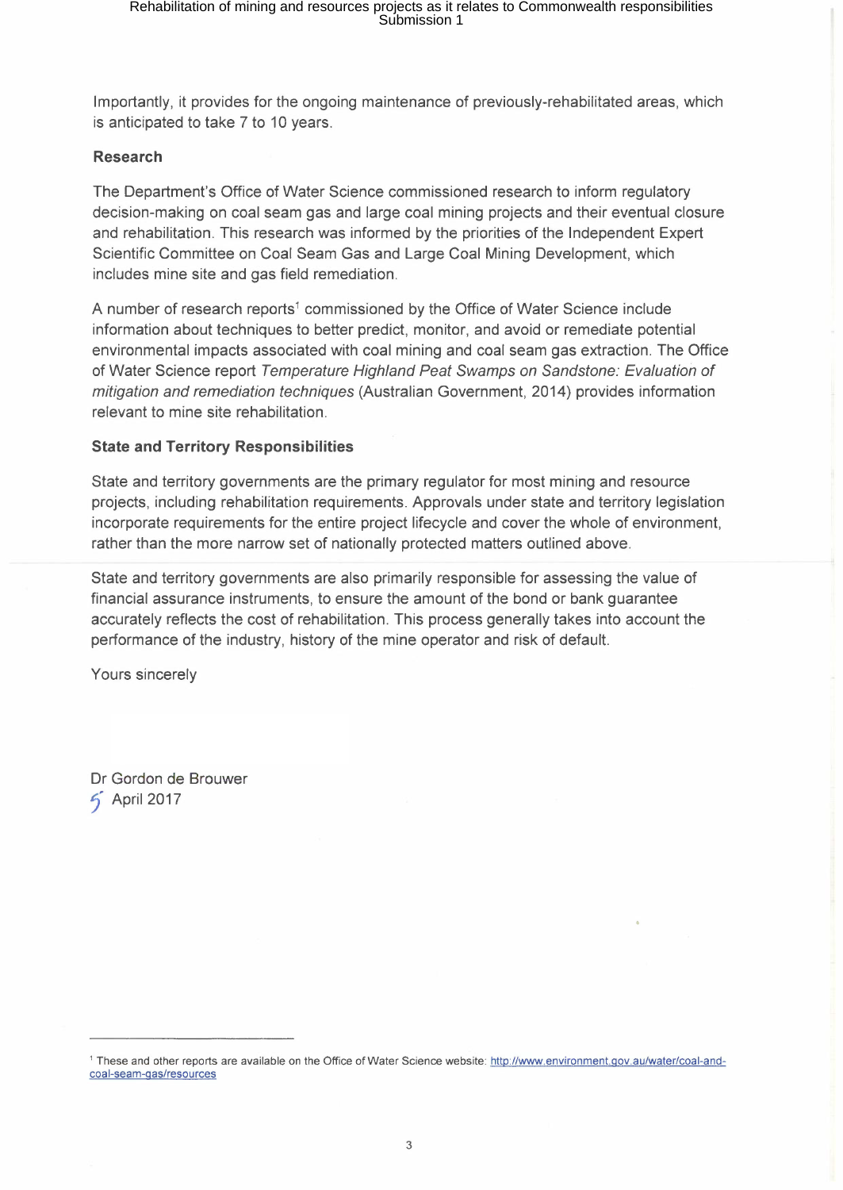Importantly, it provides for the ongoing maintenance of previously-rehabilitated areas, which is anticipated to take 7 to 10 years.

**Research**

The Department's Office of Water Science commissioned research to inform regulatory decision-making on coal seam gas and large coal mining projects and their eventual closure and rehabilitation. This research was informed by the priorities of the Independent Expert Scientific Committee on Coal Seam Gas and Large Coal Mining Development, which includes mine site and gas field remediation.

A number of research reports[1] commissioned by the Office of Water Science include information about techniques to better predict, monitor, and avoid or remediate potential environmental impacts associated with coal mining and coal seam gas extraction. The Office of Water Science report *Temperature Highland Peat Swamps on Sandstone: Evaluation of mitigation and remediation techniques* (Australian Government, 2014) provides information relevant to mine site rehabilitation.

**State and Territory Responsibilities**

State and territory governments are the primary regulator for most mining and resource projects, including rehabilitation requirements. Approvals under state and territory legislation incorporate requirements for the entire project lifecycle and cover the whole of environment, rather than the more narrow set of nationally protected matters outlined above.

State and territory governments are also primarily responsible for assessing the value of financial assurance instruments, to ensure the amount of the bond or bank guarantee accurately reflects the cost of rehabilitation. This process generally takes into account the performance of the industry, history of the mine operator and risk of default.

Yours sincerely

Dr Gordon de Brouwer
5 April 2017

---

[1] These and other reports are available on the Office of Water Science website: http://www.environment.gov.au/water/coal-and-coal-seam-gas/resources